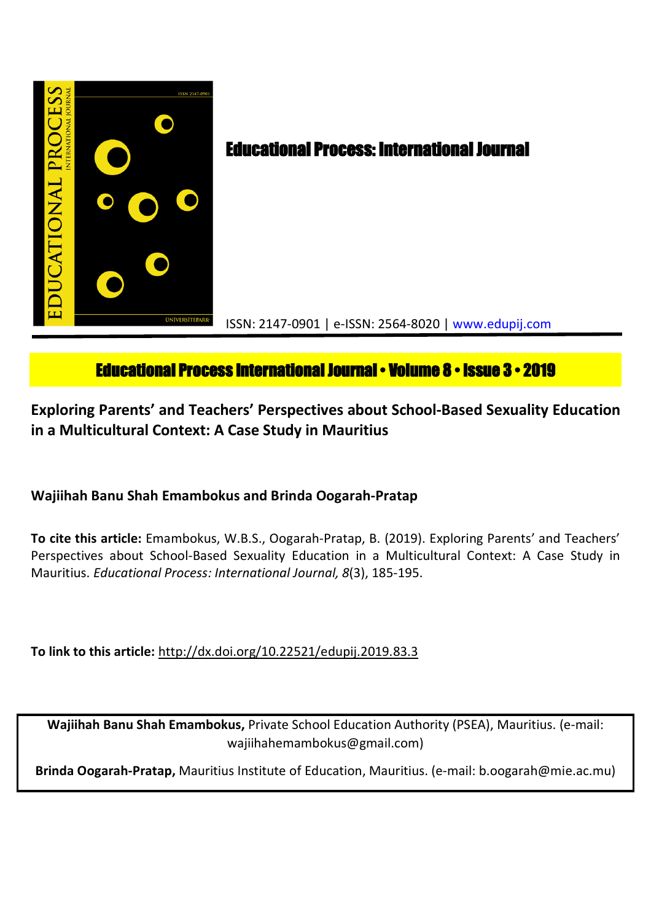# Educational Process: International Journal

ISSN: 2147-0901 | e-ISSN: 2564-8020 | www.edupij.com

**Educational Process International Journal • Volume 8 • Issue 3 • 2019**

## Exploring Parents' and Teachers' Perspectives about School-Based Sexuality Education in a Multicultural Context: A Case Study in Mauritius

**Wajiihah Banu Shah Emambokus and Brinda Oogarah-Pratap**

**To cite this article:** Emambokus, W.B.S., Oogarah-Pratap, B. (2019). Exploring Parents' and Teachers' Perspectives about School-Based Sexuality Education in a Multicultural Context: A Case Study in Mauritius. *Educational Process: International Journal, 8*(3), 185-195.

**To link to this article:** http://dx.doi.org/10.22521/edupij.2019.83.3

**Wajiihah Banu Shah Emambokus,** Private School Education Authority (PSEA), Mauritius. (e-mail: wajiihahemambokus@gmail.com)

**Brinda Oogarah-Pratap,** Mauritius Institute of Education, Mauritius. (e-mail: b.oogarah@mie.ac.mu)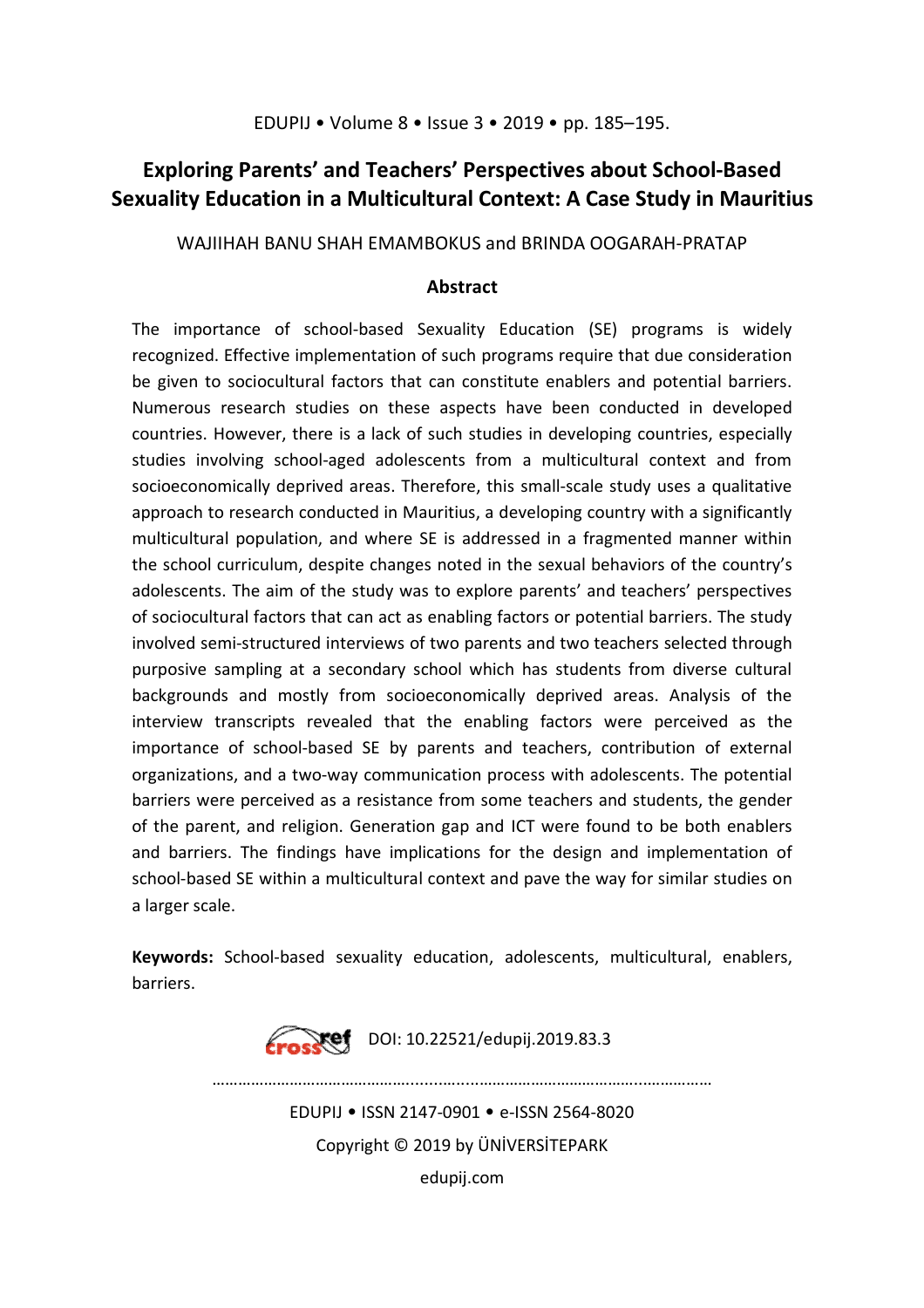# Exploring Parents' and Teachers' Perspectives about School-Based Sexuality Education in a Multicultural Context: A Case Study in Mauritius

WAJIIHAH BANU SHAH EMAMBOKUS and BRINDA OOGARAH-PRATAP

## Abstract

The importance of school-based Sexuality Education (SE) programs is widely recognized. Effective implementation of such programs require that due consideration be given to sociocultural factors that can constitute enablers and potential barriers. Numerous research studies on these aspects have been conducted in developed countries. However, there is a lack of such studies in developing countries, especially studies involving school-aged adolescents from a multicultural context and from socioeconomically deprived areas. Therefore, this small-scale study uses a qualitative approach to research conducted in Mauritius, a developing country with a significantly multicultural population, and where SE is addressed in a fragmented manner within the school curriculum, despite changes noted in the sexual behaviors of the country's adolescents. The aim of the study was to explore parents' and teachers' perspectives of sociocultural factors that can act as enabling factors or potential barriers. The study involved semi-structured interviews of two parents and two teachers selected through purposive sampling at a secondary school which has students from diverse cultural backgrounds and mostly from socioeconomically deprived areas. Analysis of the interview transcripts revealed that the enabling factors were perceived as the importance of school-based SE by parents and teachers, contribution of external organizations, and a two-way communication process with adolescents. The potential barriers were perceived as a resistance from some teachers and students, the gender of the parent, and religion. Generation gap and ICT were found to be both enablers and barriers. The findings have implications for the design and implementation of school-based SE within a multicultural context and pave the way for similar studies on a larger scale.

**Keywords:** School-based sexuality education, adolescents, multicultural, enablers, barriers.

DOI: 10.22521/edupij.2019.83.3

EDUPIJ • ISSN 2147-0901 • e-ISSN 2564-8020

Copyright © 2019 by ÜNİVERSİTEPARK

edupij.com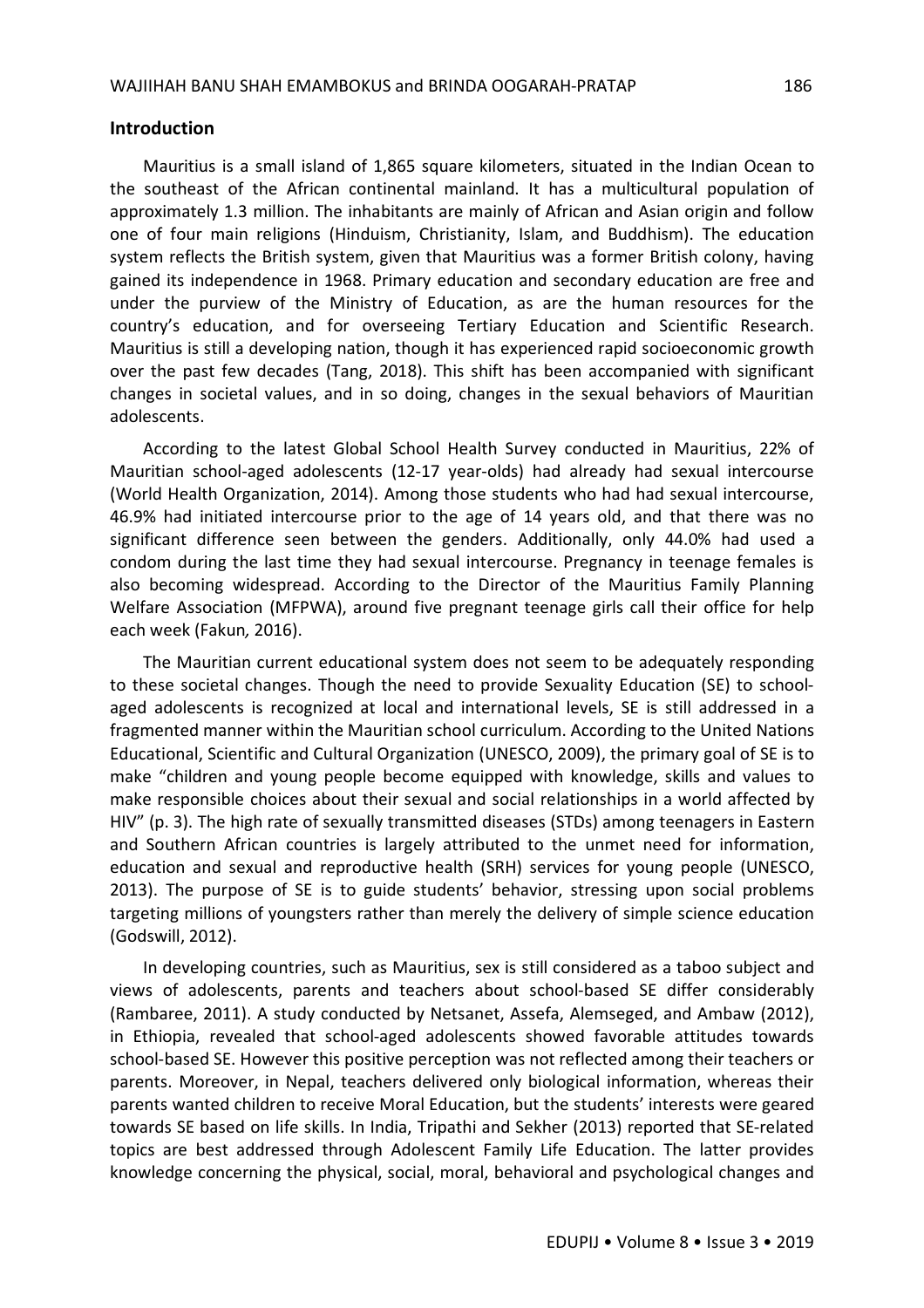## Introduction

Mauritius is a small island of 1,865 square kilometers, situated in the Indian Ocean to the southeast of the African continental mainland. It has a multicultural population of approximately 1.3 million. The inhabitants are mainly of African and Asian origin and follow one of four main religions (Hinduism, Christianity, Islam, and Buddhism). The education system reflects the British system, given that Mauritius was a former British colony, having gained its independence in 1968. Primary education and secondary education are free and under the purview of the Ministry of Education, as are the human resources for the country's education, and for overseeing Tertiary Education and Scientific Research. Mauritius is still a developing nation, though it has experienced rapid socioeconomic growth over the past few decades (Tang, 2018). This shift has been accompanied with significant changes in societal values, and in so doing, changes in the sexual behaviors of Mauritian adolescents.

According to the latest Global School Health Survey conducted in Mauritius, 22% of Mauritian school-aged adolescents (12-17 year-olds) had already had sexual intercourse (World Health Organization, 2014). Among those students who had had sexual intercourse, 46.9% had initiated intercourse prior to the age of 14 years old, and that there was no significant difference seen between the genders. Additionally, only 44.0% had used a condom during the last time they had sexual intercourse. Pregnancy in teenage females is also becoming widespread. According to the Director of the Mauritius Family Planning Welfare Association (MFPWA), around five pregnant teenage girls call their office for help each week (Fakun*,* 2016).

The Mauritian current educational system does not seem to be adequately responding to these societal changes. Though the need to provide Sexuality Education (SE) to school-aged adolescents is recognized at local and international levels, SE is still addressed in a fragmented manner within the Mauritian school curriculum. According to the United Nations Educational, Scientific and Cultural Organization (UNESCO, 2009), the primary goal of SE is to make "children and young people become equipped with knowledge, skills and values to make responsible choices about their sexual and social relationships in a world affected by HIV" (p. 3). The high rate of sexually transmitted diseases (STDs) among teenagers in Eastern and Southern African countries is largely attributed to the unmet need for information, education and sexual and reproductive health (SRH) services for young people (UNESCO, 2013). The purpose of SE is to guide students' behavior, stressing upon social problems targeting millions of youngsters rather than merely the delivery of simple science education (Godswill, 2012).

In developing countries, such as Mauritius, sex is still considered as a taboo subject and views of adolescents, parents and teachers about school-based SE differ considerably (Rambaree, 2011). A study conducted by Netsanet, Assefa, Alemseged, and Ambaw (2012), in Ethiopia, revealed that school-aged adolescents showed favorable attitudes towards school-based SE. However this positive perception was not reflected among their teachers or parents. Moreover, in Nepal, teachers delivered only biological information, whereas their parents wanted children to receive Moral Education, but the students' interests were geared towards SE based on life skills. In India, Tripathi and Sekher (2013) reported that SE-related topics are best addressed through Adolescent Family Life Education. The latter provides knowledge concerning the physical, social, moral, behavioral and psychological changes and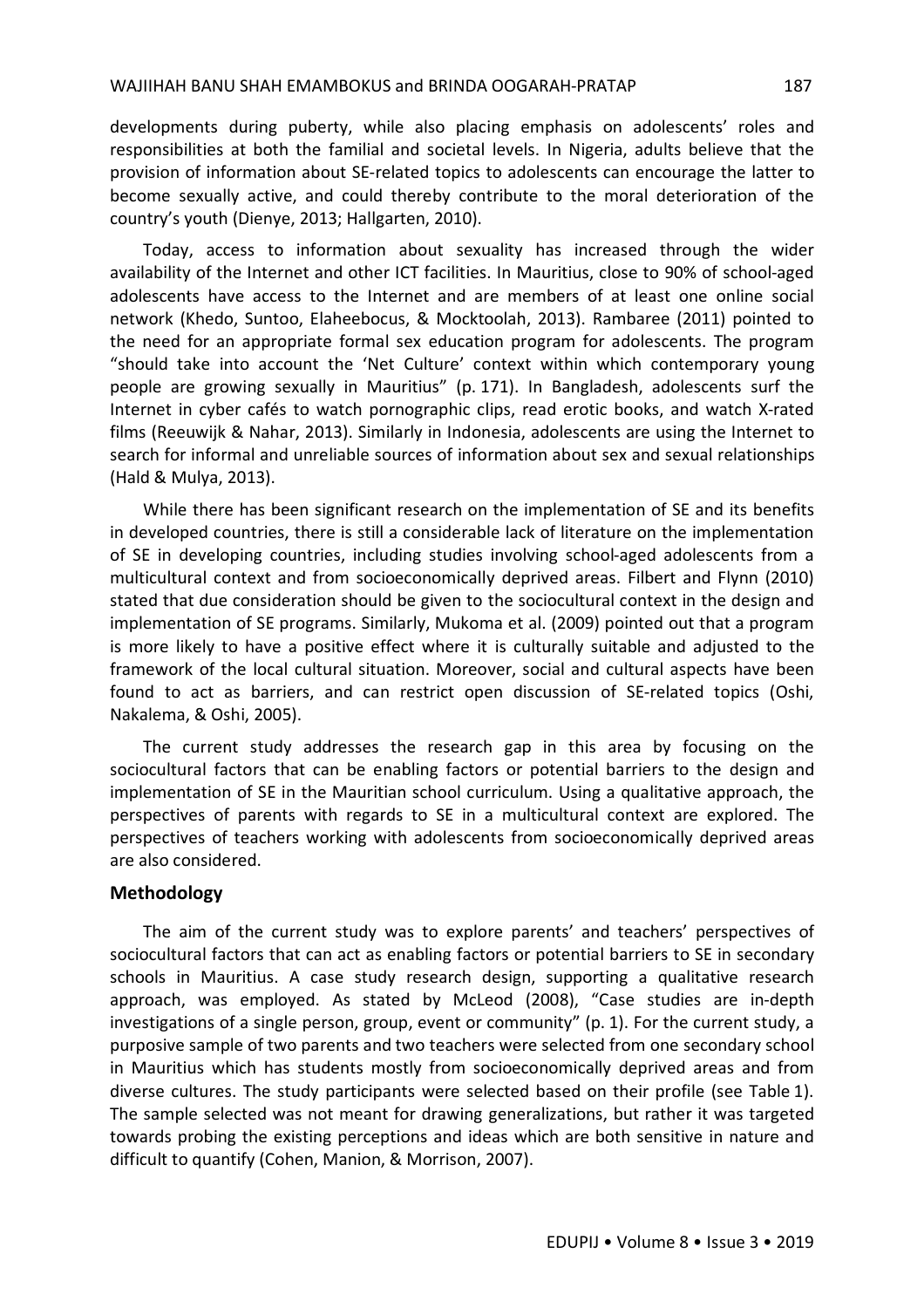developments during puberty, while also placing emphasis on adolescents' roles and responsibilities at both the familial and societal levels. In Nigeria, adults believe that the provision of information about SE-related topics to adolescents can encourage the latter to become sexually active, and could thereby contribute to the moral deterioration of the country's youth (Dienye, 2013; Hallgarten, 2010).

Today, access to information about sexuality has increased through the wider availability of the Internet and other ICT facilities. In Mauritius, close to 90% of school-aged adolescents have access to the Internet and are members of at least one online social network (Khedo, Suntoo, Elaheebocus, & Mocktoolah, 2013). Rambaree (2011) pointed to the need for an appropriate formal sex education program for adolescents. The program "should take into account the 'Net Culture' context within which contemporary young people are growing sexually in Mauritius" (p. 171). In Bangladesh, adolescents surf the Internet in cyber cafés to watch pornographic clips, read erotic books, and watch X-rated films (Reeuwijk & Nahar, 2013). Similarly in Indonesia, adolescents are using the Internet to search for informal and unreliable sources of information about sex and sexual relationships (Hald & Mulya, 2013).

While there has been significant research on the implementation of SE and its benefits in developed countries, there is still a considerable lack of literature on the implementation of SE in developing countries, including studies involving school-aged adolescents from a multicultural context and from socioeconomically deprived areas. Filbert and Flynn (2010) stated that due consideration should be given to the sociocultural context in the design and implementation of SE programs. Similarly, Mukoma et al. (2009) pointed out that a program is more likely to have a positive effect where it is culturally suitable and adjusted to the framework of the local cultural situation. Moreover, social and cultural aspects have been found to act as barriers, and can restrict open discussion of SE-related topics (Oshi, Nakalema, & Oshi, 2005).

The current study addresses the research gap in this area by focusing on the sociocultural factors that can be enabling factors or potential barriers to the design and implementation of SE in the Mauritian school curriculum. Using a qualitative approach, the perspectives of parents with regards to SE in a multicultural context are explored. The perspectives of teachers working with adolescents from socioeconomically deprived areas are also considered.

## Methodology

The aim of the current study was to explore parents' and teachers' perspectives of sociocultural factors that can act as enabling factors or potential barriers to SE in secondary schools in Mauritius. A case study research design, supporting a qualitative research approach, was employed. As stated by McLeod (2008), "Case studies are in-depth investigations of a single person, group, event or community" (p. 1). For the current study, a purposive sample of two parents and two teachers were selected from one secondary school in Mauritius which has students mostly from socioeconomically deprived areas and from diverse cultures. The study participants were selected based on their profile (see Table 1). The sample selected was not meant for drawing generalizations, but rather it was targeted towards probing the existing perceptions and ideas which are both sensitive in nature and difficult to quantify (Cohen, Manion, & Morrison, 2007).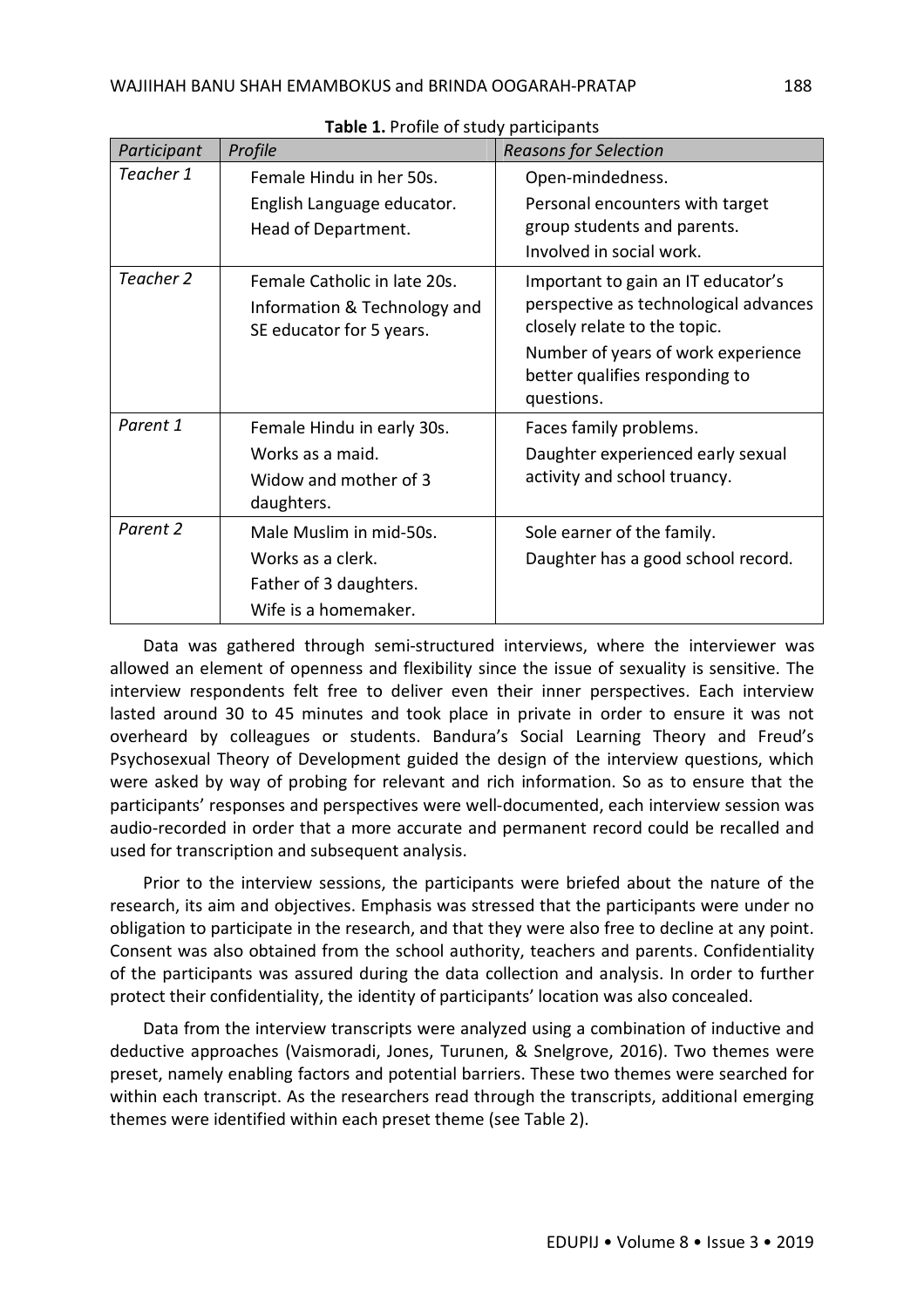**Table 1.** Profile of study participants

| *Participant* | *Profile* | *Reasons for Selection* |
|---|---|---|
| *Teacher 1* | Female Hindu in her 50s. English Language educator. Head of Department. | Open-mindedness. Personal encounters with target group students and parents. Involved in social work. |
| *Teacher 2* | Female Catholic in late 20s. Information & Technology and SE educator for 5 years. | Important to gain an IT educator's perspective as technological advances closely relate to the topic. Number of years of work experience better qualifies responding to questions. |
| *Parent 1* | Female Hindu in early 30s. Works as a maid. Widow and mother of 3 daughters. | Faces family problems. Daughter experienced early sexual activity and school truancy. |
| *Parent 2* | Male Muslim in mid-50s. Works as a clerk. Father of 3 daughters. Wife is a homemaker. | Sole earner of the family. Daughter has a good school record. |

Data was gathered through semi-structured interviews, where the interviewer was allowed an element of openness and flexibility since the issue of sexuality is sensitive. The interview respondents felt free to deliver even their inner perspectives. Each interview lasted around 30 to 45 minutes and took place in private in order to ensure it was not overheard by colleagues or students. Bandura's Social Learning Theory and Freud's Psychosexual Theory of Development guided the design of the interview questions, which were asked by way of probing for relevant and rich information. So as to ensure that the participants' responses and perspectives were well-documented, each interview session was audio-recorded in order that a more accurate and permanent record could be recalled and used for transcription and subsequent analysis.

Prior to the interview sessions, the participants were briefed about the nature of the research, its aim and objectives. Emphasis was stressed that the participants were under no obligation to participate in the research, and that they were also free to decline at any point. Consent was also obtained from the school authority, teachers and parents. Confidentiality of the participants was assured during the data collection and analysis. In order to further protect their confidentiality, the identity of participants' location was also concealed.

Data from the interview transcripts were analyzed using a combination of inductive and deductive approaches (Vaismoradi, Jones, Turunen, & Snelgrove, 2016). Two themes were preset, namely enabling factors and potential barriers. These two themes were searched for within each transcript. As the researchers read through the transcripts, additional emerging themes were identified within each preset theme (see Table 2).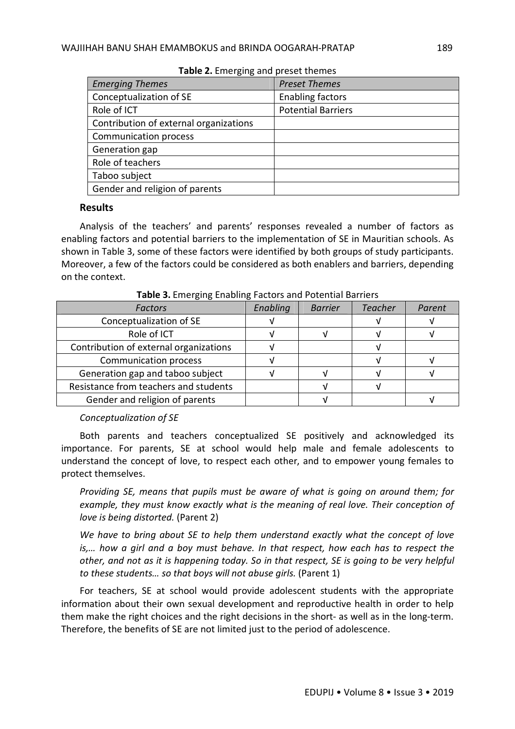**Table 2.** Emerging and preset themes

| *Emerging Themes* | *Preset Themes* |
|---|---|
| Conceptualization of SE | Enabling factors |
| Role of ICT | Potential Barriers |
| Contribution of external organizations | |
| Communication process | |
| Generation gap | |
| Role of teachers | |
| Taboo subject | |
| Gender and religion of parents | |

## Results

Analysis of the teachers' and parents' responses revealed a number of factors as enabling factors and potential barriers to the implementation of SE in Mauritian schools. As shown in Table 3, some of these factors were identified by both groups of study participants. Moreover, a few of the factors could be considered as both enablers and barriers, depending on the context.

**Table 3.** Emerging Enabling Factors and Potential Barriers

| *Factors* | *Enabling* | *Barrier* | *Teacher* | *Parent* |
|---|---|---|---|---|
| Conceptualization of SE | √ | | √ | √ |
| Role of ICT | √ | √ | √ | √ |
| Contribution of external organizations | √ | | √ | |
| Communication process | √ | | √ | √ |
| Generation gap and taboo subject | √ | √ | √ | √ |
| Resistance from teachers and students | | √ | √ | |
| Gender and religion of parents | | √ | | √ |

*Conceptualization of SE*

Both parents and teachers conceptualized SE positively and acknowledged its importance. For parents, SE at school would help male and female adolescents to understand the concept of love, to respect each other, and to empower young females to protect themselves.

> *Providing SE, means that pupils must be aware of what is going on around them; for example, they must know exactly what is the meaning of real love. Their conception of love is being distorted.* (Parent 2)

> *We have to bring about SE to help them understand exactly what the concept of love is,… how a girl and a boy must behave. In that respect, how each has to respect the other, and not as it is happening today. So in that respect, SE is going to be very helpful to these students… so that boys will not abuse girls.* (Parent 1)

For teachers, SE at school would provide adolescent students with the appropriate information about their own sexual development and reproductive health in order to help them make the right choices and the right decisions in the short- as well as in the long-term. Therefore, the benefits of SE are not limited just to the period of adolescence.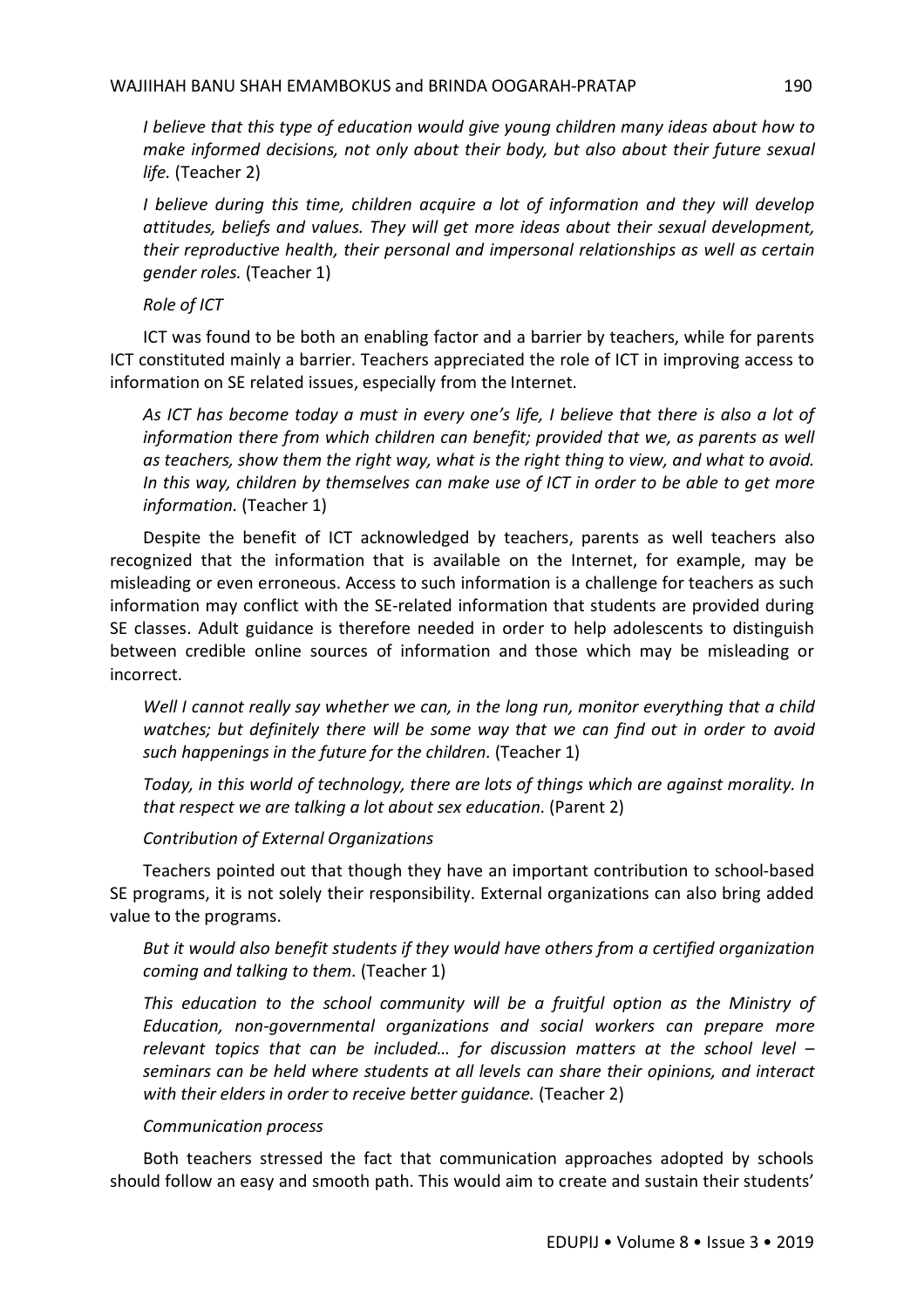*I believe that this type of education would give young children many ideas about how to make informed decisions, not only about their body, but also about their future sexual life.* (Teacher 2)

*I believe during this time, children acquire a lot of information and they will develop attitudes, beliefs and values. They will get more ideas about their sexual development, their reproductive health, their personal and impersonal relationships as well as certain gender roles.* (Teacher 1)

*Role of ICT*

ICT was found to be both an enabling factor and a barrier by teachers, while for parents ICT constituted mainly a barrier. Teachers appreciated the role of ICT in improving access to information on SE related issues, especially from the Internet.

*As ICT has become today a must in every one's life, I believe that there is also a lot of information there from which children can benefit; provided that we, as parents as well as teachers, show them the right way, what is the right thing to view, and what to avoid. In this way, children by themselves can make use of ICT in order to be able to get more information.* (Teacher 1)

Despite the benefit of ICT acknowledged by teachers, parents as well teachers also recognized that the information that is available on the Internet, for example, may be misleading or even erroneous. Access to such information is a challenge for teachers as such information may conflict with the SE-related information that students are provided during SE classes. Adult guidance is therefore needed in order to help adolescents to distinguish between credible online sources of information and those which may be misleading or incorrect.

*Well I cannot really say whether we can, in the long run, monitor everything that a child watches; but definitely there will be some way that we can find out in order to avoid such happenings in the future for the children.* (Teacher 1)

*Today, in this world of technology, there are lots of things which are against morality. In that respect we are talking a lot about sex education.* (Parent 2)

*Contribution of External Organizations*

Teachers pointed out that though they have an important contribution to school-based SE programs, it is not solely their responsibility. External organizations can also bring added value to the programs.

*But it would also benefit students if they would have others from a certified organization coming and talking to them.* (Teacher 1)

*This education to the school community will be a fruitful option as the Ministry of Education, non-governmental organizations and social workers can prepare more relevant topics that can be included… for discussion matters at the school level – seminars can be held where students at all levels can share their opinions, and interact with their elders in order to receive better guidance.* (Teacher 2)

*Communication process*

Both teachers stressed the fact that communication approaches adopted by schools should follow an easy and smooth path. This would aim to create and sustain their students'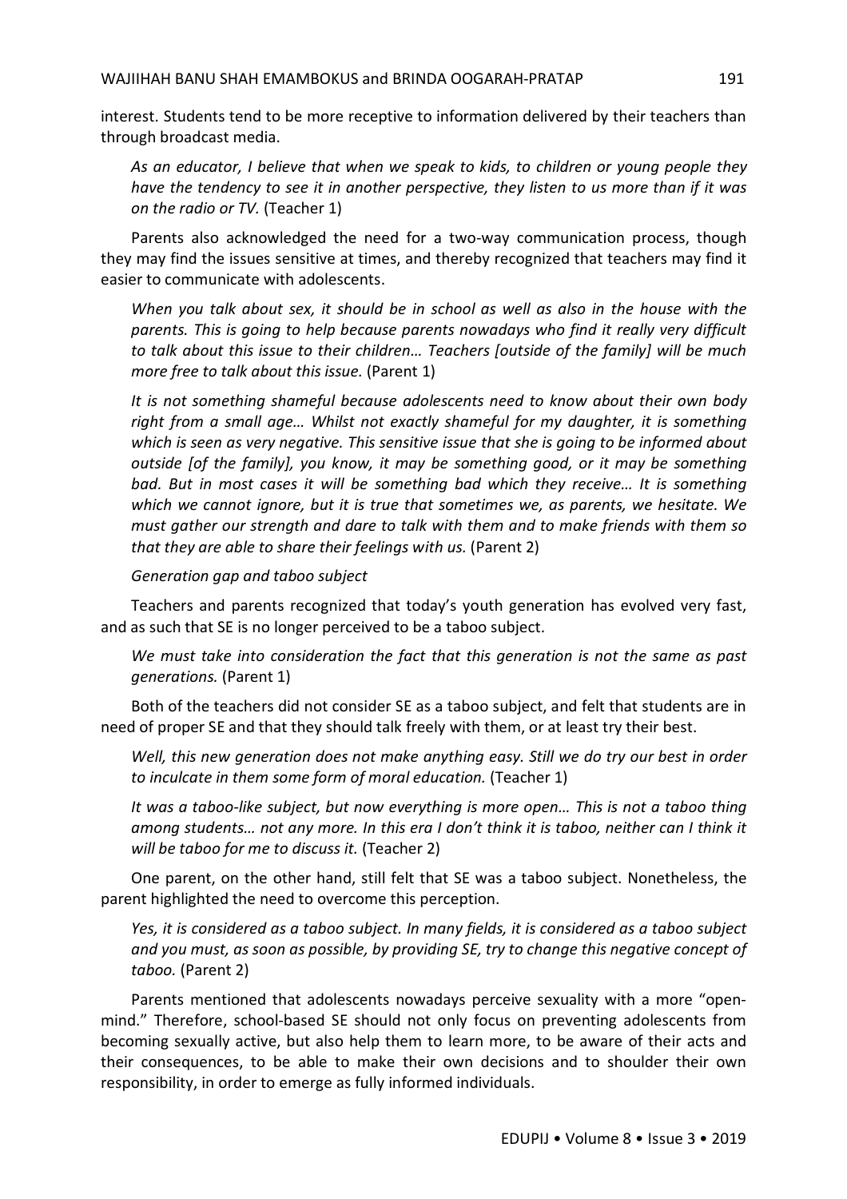interest. Students tend to be more receptive to information delivered by their teachers than through broadcast media.

> *As an educator, I believe that when we speak to kids, to children or young people they have the tendency to see it in another perspective, they listen to us more than if it was on the radio or TV.* (Teacher 1)

Parents also acknowledged the need for a two-way communication process, though they may find the issues sensitive at times, and thereby recognized that teachers may find it easier to communicate with adolescents.

> *When you talk about sex, it should be in school as well as also in the house with the parents. This is going to help because parents nowadays who find it really very difficult to talk about this issue to their children… Teachers [outside of the family] will be much more free to talk about this issue.* (Parent 1)

> *It is not something shameful because adolescents need to know about their own body right from a small age… Whilst not exactly shameful for my daughter, it is something which is seen as very negative. This sensitive issue that she is going to be informed about outside [of the family], you know, it may be something good, or it may be something bad. But in most cases it will be something bad which they receive… It is something which we cannot ignore, but it is true that sometimes we, as parents, we hesitate. We must gather our strength and dare to talk with them and to make friends with them so that they are able to share their feelings with us.* (Parent 2)

*Generation gap and taboo subject*

Teachers and parents recognized that today's youth generation has evolved very fast, and as such that SE is no longer perceived to be a taboo subject.

> *We must take into consideration the fact that this generation is not the same as past generations.* (Parent 1)

Both of the teachers did not consider SE as a taboo subject, and felt that students are in need of proper SE and that they should talk freely with them, or at least try their best.

> *Well, this new generation does not make anything easy. Still we do try our best in order to inculcate in them some form of moral education.* (Teacher 1)

> *It was a taboo-like subject, but now everything is more open… This is not a taboo thing among students… not any more. In this era I don't think it is taboo, neither can I think it will be taboo for me to discuss it.* (Teacher 2)

One parent, on the other hand, still felt that SE was a taboo subject. Nonetheless, the parent highlighted the need to overcome this perception.

> *Yes, it is considered as a taboo subject. In many fields, it is considered as a taboo subject and you must, as soon as possible, by providing SE, try to change this negative concept of taboo.* (Parent 2)

Parents mentioned that adolescents nowadays perceive sexuality with a more "open-mind." Therefore, school-based SE should not only focus on preventing adolescents from becoming sexually active, but also help them to learn more, to be aware of their acts and their consequences, to be able to make their own decisions and to shoulder their own responsibility, in order to emerge as fully informed individuals.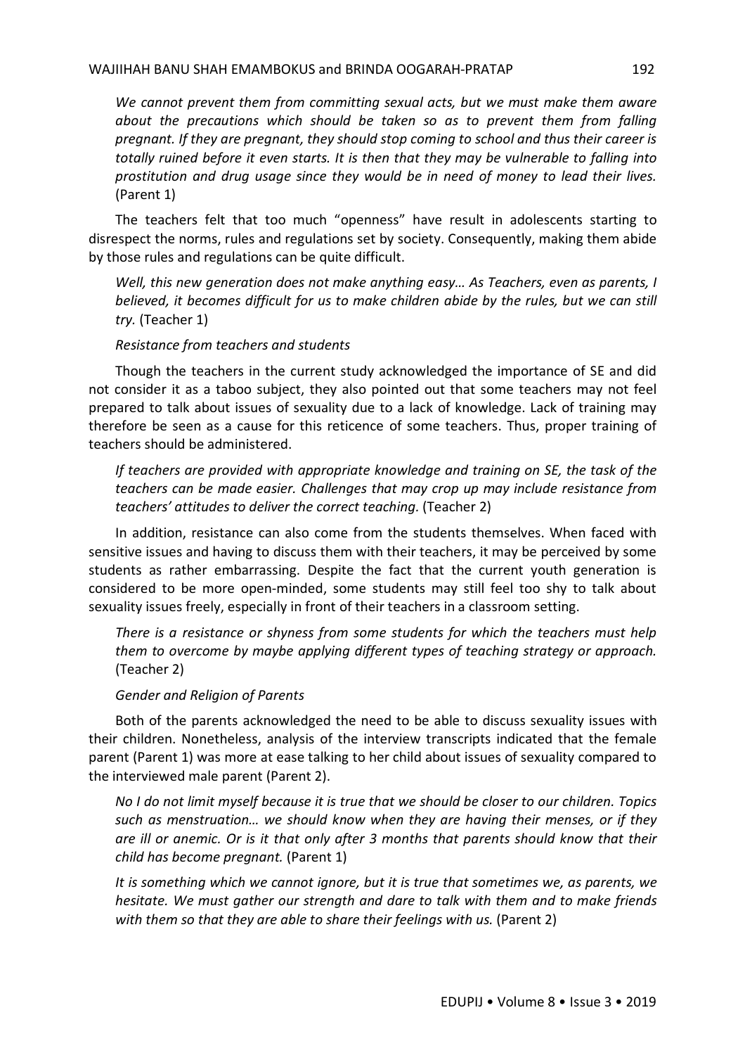*We cannot prevent them from committing sexual acts, but we must make them aware about the precautions which should be taken so as to prevent them from falling pregnant. If they are pregnant, they should stop coming to school and thus their career is totally ruined before it even starts. It is then that they may be vulnerable to falling into prostitution and drug usage since they would be in need of money to lead their lives.* (Parent 1)

The teachers felt that too much "openness" have result in adolescents starting to disrespect the norms, rules and regulations set by society. Consequently, making them abide by those rules and regulations can be quite difficult.

*Well, this new generation does not make anything easy… As Teachers, even as parents, I believed, it becomes difficult for us to make children abide by the rules, but we can still try.* (Teacher 1)

*Resistance from teachers and students*

Though the teachers in the current study acknowledged the importance of SE and did not consider it as a taboo subject, they also pointed out that some teachers may not feel prepared to talk about issues of sexuality due to a lack of knowledge. Lack of training may therefore be seen as a cause for this reticence of some teachers. Thus, proper training of teachers should be administered.

*If teachers are provided with appropriate knowledge and training on SE, the task of the teachers can be made easier. Challenges that may crop up may include resistance from teachers' attitudes to deliver the correct teaching.* (Teacher 2)

In addition, resistance can also come from the students themselves. When faced with sensitive issues and having to discuss them with their teachers, it may be perceived by some students as rather embarrassing. Despite the fact that the current youth generation is considered to be more open-minded, some students may still feel too shy to talk about sexuality issues freely, especially in front of their teachers in a classroom setting.

*There is a resistance or shyness from some students for which the teachers must help them to overcome by maybe applying different types of teaching strategy or approach.* (Teacher 2)

*Gender and Religion of Parents*

Both of the parents acknowledged the need to be able to discuss sexuality issues with their children. Nonetheless, analysis of the interview transcripts indicated that the female parent (Parent 1) was more at ease talking to her child about issues of sexuality compared to the interviewed male parent (Parent 2).

*No I do not limit myself because it is true that we should be closer to our children. Topics such as menstruation… we should know when they are having their menses, or if they are ill or anemic. Or is it that only after 3 months that parents should know that their child has become pregnant.* (Parent 1)

*It is something which we cannot ignore, but it is true that sometimes we, as parents, we hesitate. We must gather our strength and dare to talk with them and to make friends with them so that they are able to share their feelings with us.* (Parent 2)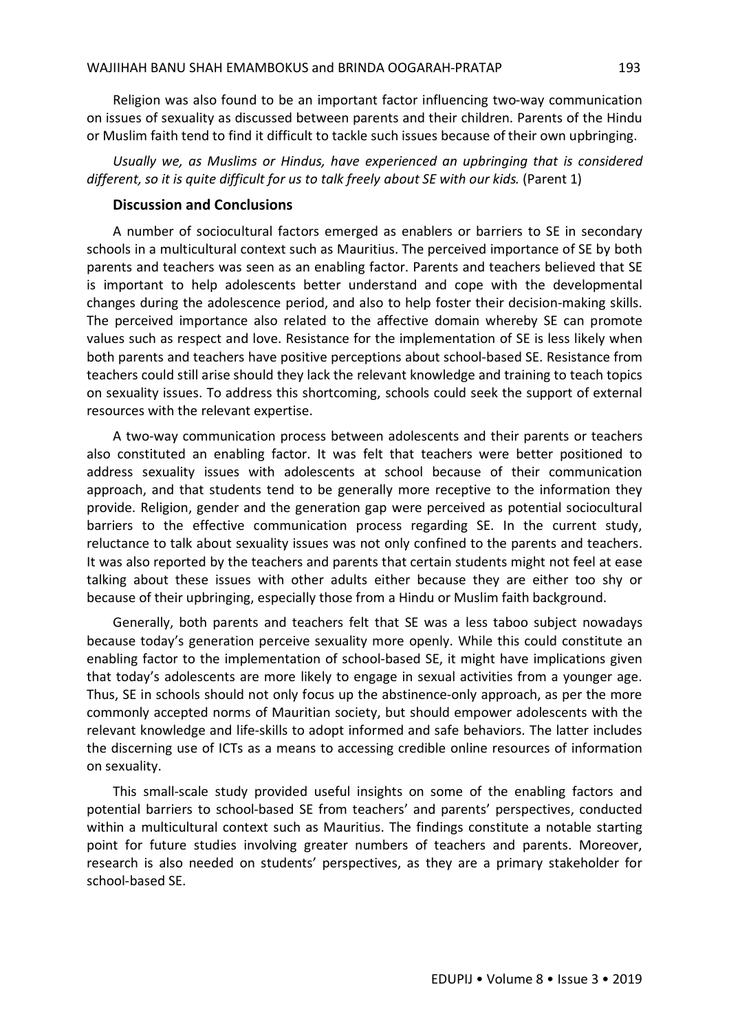Religion was also found to be an important factor influencing two-way communication on issues of sexuality as discussed between parents and their children. Parents of the Hindu or Muslim faith tend to find it difficult to tackle such issues because of their own upbringing.

*Usually we, as Muslims or Hindus, have experienced an upbringing that is considered different, so it is quite difficult for us to talk freely about SE with our kids.* (Parent 1)

## Discussion and Conclusions

A number of sociocultural factors emerged as enablers or barriers to SE in secondary schools in a multicultural context such as Mauritius. The perceived importance of SE by both parents and teachers was seen as an enabling factor. Parents and teachers believed that SE is important to help adolescents better understand and cope with the developmental changes during the adolescence period, and also to help foster their decision-making skills. The perceived importance also related to the affective domain whereby SE can promote values such as respect and love. Resistance for the implementation of SE is less likely when both parents and teachers have positive perceptions about school-based SE. Resistance from teachers could still arise should they lack the relevant knowledge and training to teach topics on sexuality issues. To address this shortcoming, schools could seek the support of external resources with the relevant expertise.

A two-way communication process between adolescents and their parents or teachers also constituted an enabling factor. It was felt that teachers were better positioned to address sexuality issues with adolescents at school because of their communication approach, and that students tend to be generally more receptive to the information they provide. Religion, gender and the generation gap were perceived as potential sociocultural barriers to the effective communication process regarding SE. In the current study, reluctance to talk about sexuality issues was not only confined to the parents and teachers. It was also reported by the teachers and parents that certain students might not feel at ease talking about these issues with other adults either because they are either too shy or because of their upbringing, especially those from a Hindu or Muslim faith background.

Generally, both parents and teachers felt that SE was a less taboo subject nowadays because today's generation perceive sexuality more openly. While this could constitute an enabling factor to the implementation of school-based SE, it might have implications given that today's adolescents are more likely to engage in sexual activities from a younger age. Thus, SE in schools should not only focus up the abstinence-only approach, as per the more commonly accepted norms of Mauritian society, but should empower adolescents with the relevant knowledge and life-skills to adopt informed and safe behaviors. The latter includes the discerning use of ICTs as a means to accessing credible online resources of information on sexuality.

This small-scale study provided useful insights on some of the enabling factors and potential barriers to school-based SE from teachers' and parents' perspectives, conducted within a multicultural context such as Mauritius. The findings constitute a notable starting point for future studies involving greater numbers of teachers and parents. Moreover, research is also needed on students' perspectives, as they are a primary stakeholder for school-based SE.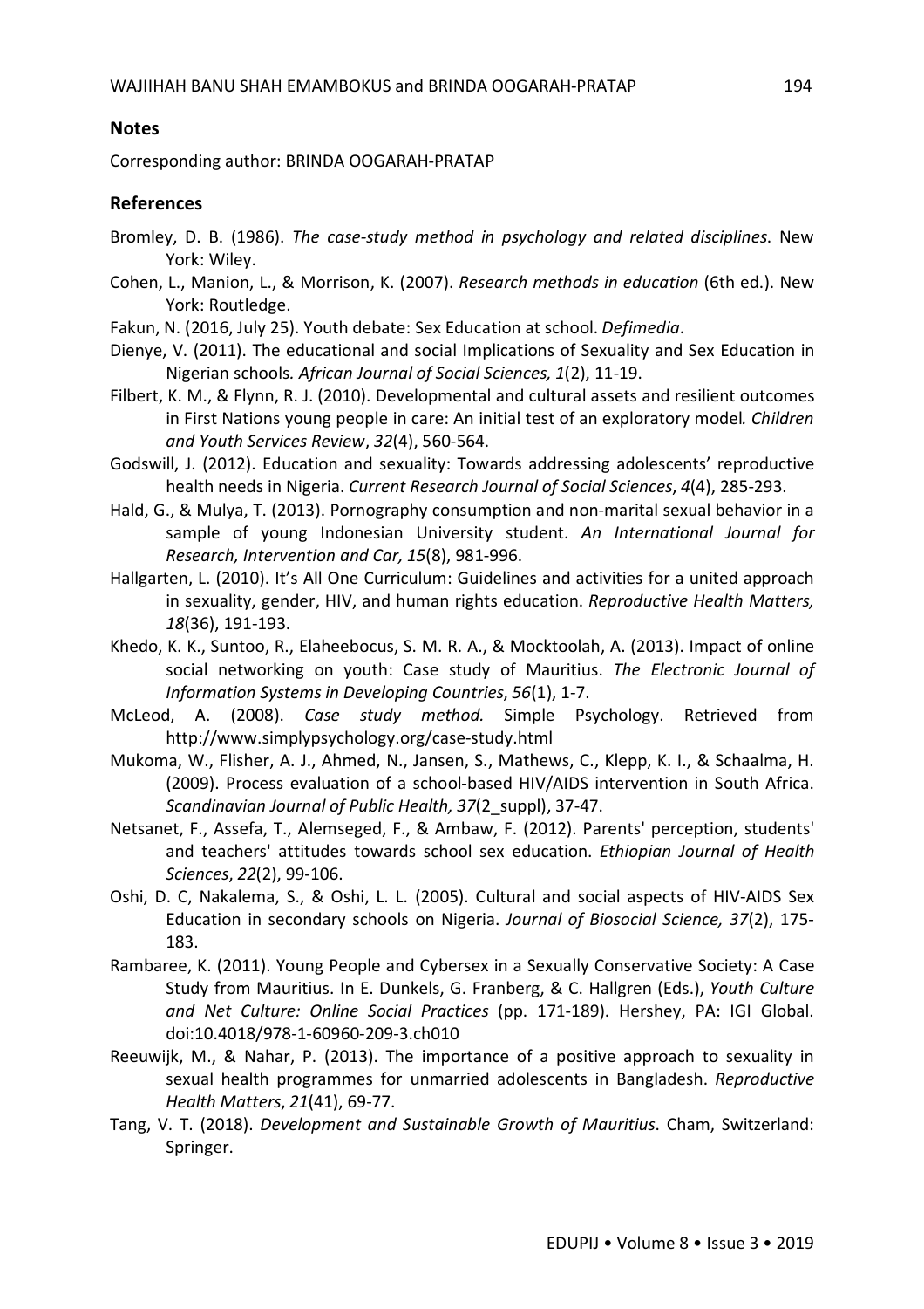## Notes

Corresponding author: BRINDA OOGARAH-PRATAP

## References

Bromley, D. B. (1986). *The case-study method in psychology and related disciplines*. New York: Wiley.

Cohen, L., Manion, L., & Morrison, K. (2007). *Research methods in education* (6th ed.). New York: Routledge.

Fakun, N. (2016, July 25). Youth debate: Sex Education at school. *Defimedia*.

Dienye, V. (2011). The educational and social Implications of Sexuality and Sex Education in Nigerian schools. *African Journal of Social Sciences, 1*(2), 11-19.

Filbert, K. M., & Flynn, R. J. (2010). Developmental and cultural assets and resilient outcomes in First Nations young people in care: An initial test of an exploratory model. *Children and Youth Services Review*, *32*(4), 560-564.

Godswill, J. (2012). Education and sexuality: Towards addressing adolescents' reproductive health needs in Nigeria. *Current Research Journal of Social Sciences*, *4*(4), 285-293.

Hald, G., & Mulya, T. (2013). Pornography consumption and non-marital sexual behavior in a sample of young Indonesian University student. *An International Journal for Research, Intervention and Car, 15*(8), 981-996.

Hallgarten, L. (2010). It's All One Curriculum: Guidelines and activities for a united approach in sexuality, gender, HIV, and human rights education. *Reproductive Health Matters, 18*(36), 191-193.

Khedo, K. K., Suntoo, R., Elaheebocus, S. M. R. A., & Mocktoolah, A. (2013). Impact of online social networking on youth: Case study of Mauritius. *The Electronic Journal of Information Systems in Developing Countries*, *56*(1), 1-7.

McLeod, A. (2008). *Case study method.* Simple Psychology. Retrieved from http://www.simplypsychology.org/case-study.html

Mukoma, W., Flisher, A. J., Ahmed, N., Jansen, S., Mathews, C., Klepp, K. I., & Schaalma, H. (2009). Process evaluation of a school-based HIV/AIDS intervention in South Africa. *Scandinavian Journal of Public Health, 37*(2_suppl), 37-47.

Netsanet, F., Assefa, T., Alemseged, F., & Ambaw, F. (2012). Parents' perception, students' and teachers' attitudes towards school sex education. *Ethiopian Journal of Health Sciences*, *22*(2), 99-106.

Oshi, D. C, Nakalema, S., & Oshi, L. L. (2005). Cultural and social aspects of HIV-AIDS Sex Education in secondary schools on Nigeria. *Journal of Biosocial Science, 37*(2), 175-183.

Rambaree, K. (2011). Young People and Cybersex in a Sexually Conservative Society: A Case Study from Mauritius. In E. Dunkels, G. Franberg, & C. Hallgren (Eds.), *Youth Culture and Net Culture: Online Social Practices* (pp. 171-189). Hershey, PA: IGI Global. doi:10.4018/978-1-60960-209-3.ch010

Reeuwijk, M., & Nahar, P. (2013). The importance of a positive approach to sexuality in sexual health programmes for unmarried adolescents in Bangladesh. *Reproductive Health Matters*, *21*(41), 69-77.

Tang, V. T. (2018). *Development and Sustainable Growth of Mauritius*. Cham, Switzerland: Springer.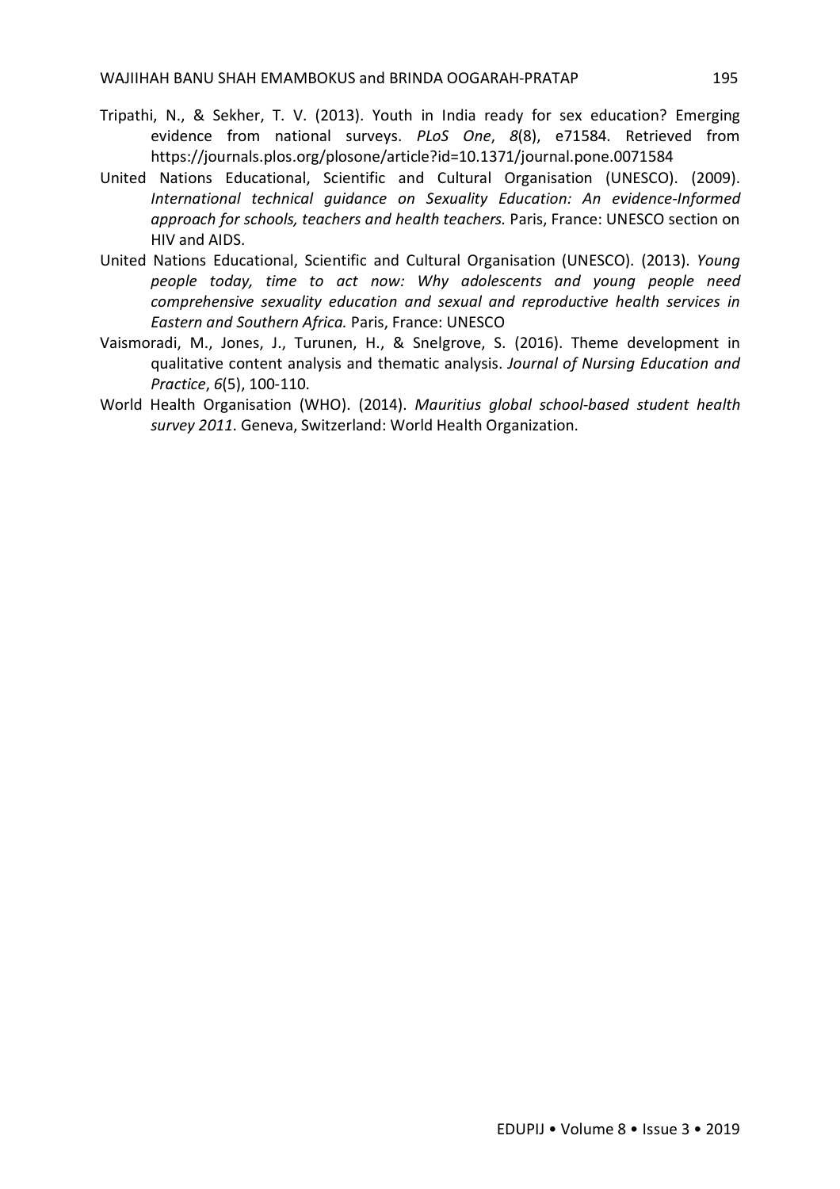Tripathi, N., & Sekher, T. V. (2013). Youth in India ready for sex education? Emerging evidence from national surveys. *PLoS One*, *8*(8), e71584. Retrieved from https://journals.plos.org/plosone/article?id=10.1371/journal.pone.0071584

United Nations Educational, Scientific and Cultural Organisation (UNESCO). (2009). *International technical guidance on Sexuality Education: An evidence-Informed approach for schools, teachers and health teachers.* Paris, France: UNESCO section on HIV and AIDS.

United Nations Educational, Scientific and Cultural Organisation (UNESCO). (2013). *Young people today, time to act now: Why adolescents and young people need comprehensive sexuality education and sexual and reproductive health services in Eastern and Southern Africa.* Paris, France: UNESCO

Vaismoradi, M., Jones, J., Turunen, H., & Snelgrove, S. (2016). Theme development in qualitative content analysis and thematic analysis. *Journal of Nursing Education and Practice*, *6*(5), 100-110.

World Health Organisation (WHO). (2014). *Mauritius global school-based student health survey 2011*. Geneva, Switzerland: World Health Organization.